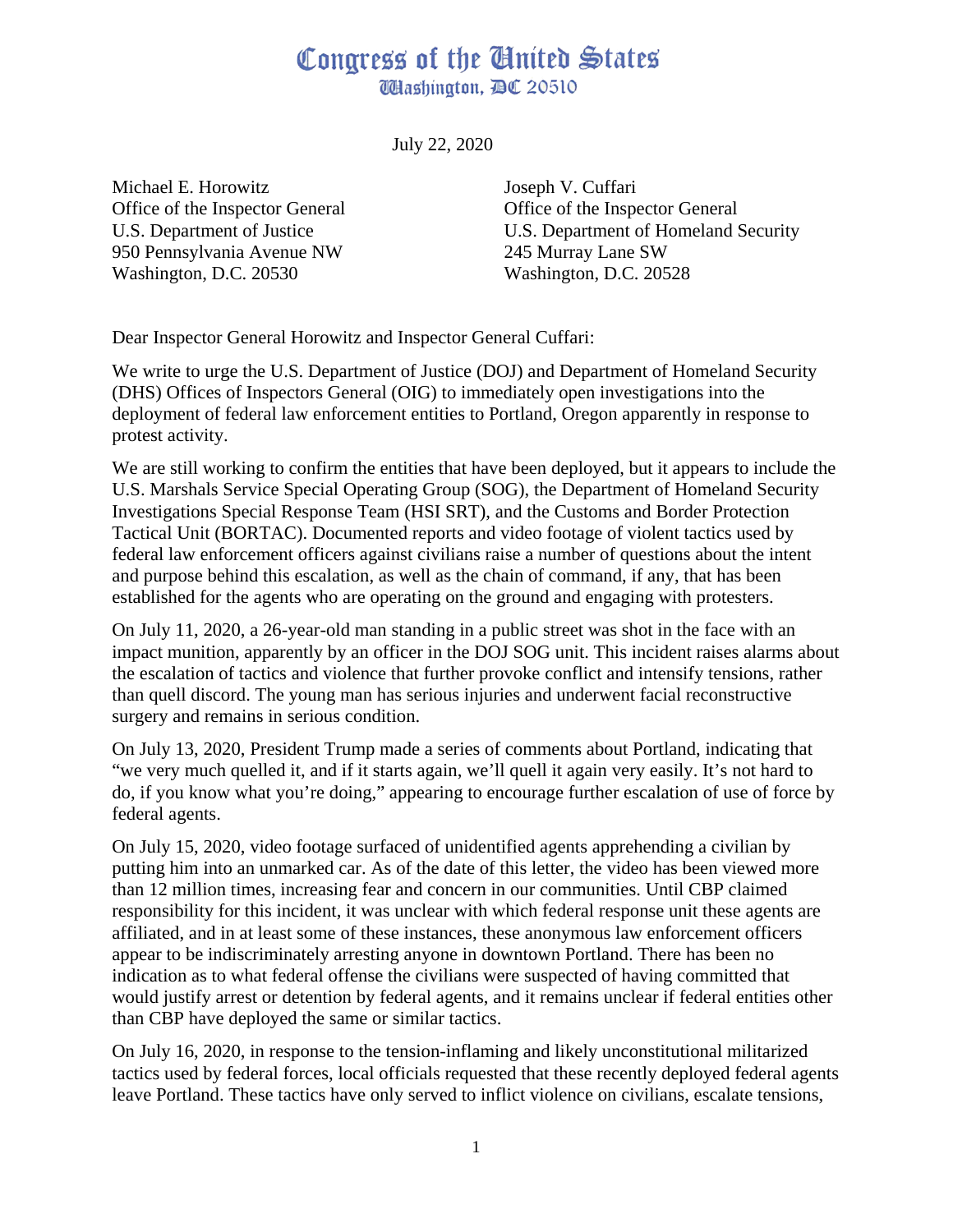# Congress of the United States

## Washington, DC 20510

July 22, 2020

Michael E. Horowitz
Office of the Inspector General
U.S. Department of Justice
950 Pennsylvania Avenue NW
Washington, D.C. 20530

Joseph V. Cuffari
Office of the Inspector General
U.S. Department of Homeland Security
245 Murray Lane SW
Washington, D.C. 20528

Dear Inspector General Horowitz and Inspector General Cuffari:

We write to urge the U.S. Department of Justice (DOJ) and Department of Homeland Security (DHS) Offices of Inspectors General (OIG) to immediately open investigations into the deployment of federal law enforcement entities to Portland, Oregon apparently in response to protest activity.

We are still working to confirm the entities that have been deployed, but it appears to include the U.S. Marshals Service Special Operating Group (SOG), the Department of Homeland Security Investigations Special Response Team (HSI SRT), and the Customs and Border Protection Tactical Unit (BORTAC). Documented reports and video footage of violent tactics used by federal law enforcement officers against civilians raise a number of questions about the intent and purpose behind this escalation, as well as the chain of command, if any, that has been established for the agents who are operating on the ground and engaging with protesters.

On July 11, 2020, a 26-year-old man standing in a public street was shot in the face with an impact munition, apparently by an officer in the DOJ SOG unit. This incident raises alarms about the escalation of tactics and violence that further provoke conflict and intensify tensions, rather than quell discord. The young man has serious injuries and underwent facial reconstructive surgery and remains in serious condition.

On July 13, 2020, President Trump made a series of comments about Portland, indicating that "we very much quelled it, and if it starts again, we'll quell it again very easily. It's not hard to do, if you know what you're doing," appearing to encourage further escalation of use of force by federal agents.

On July 15, 2020, video footage surfaced of unidentified agents apprehending a civilian by putting him into an unmarked car. As of the date of this letter, the video has been viewed more than 12 million times, increasing fear and concern in our communities. Until CBP claimed responsibility for this incident, it was unclear with which federal response unit these agents are affiliated, and in at least some of these instances, these anonymous law enforcement officers appear to be indiscriminately arresting anyone in downtown Portland. There has been no indication as to what federal offense the civilians were suspected of having committed that would justify arrest or detention by federal agents, and it remains unclear if federal entities other than CBP have deployed the same or similar tactics.

On July 16, 2020, in response to the tension-inflaming and likely unconstitutional militarized tactics used by federal forces, local officials requested that these recently deployed federal agents leave Portland. These tactics have only served to inflict violence on civilians, escalate tensions,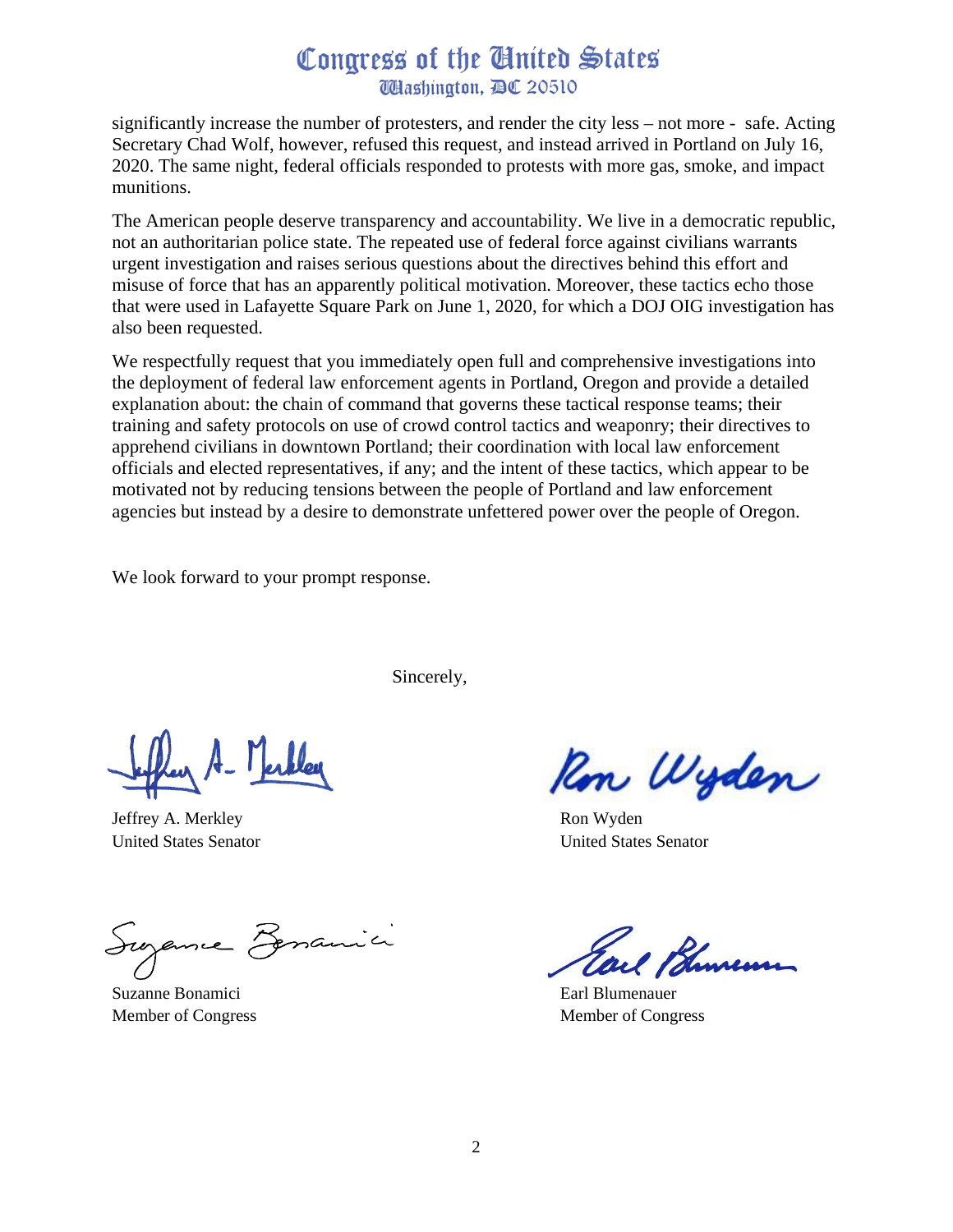# Congress of the United States

Washington, DC 20510

significantly increase the number of protesters, and render the city less – not more - safe. Acting Secretary Chad Wolf, however, refused this request, and instead arrived in Portland on July 16, 2020. The same night, federal officials responded to protests with more gas, smoke, and impact munitions.

The American people deserve transparency and accountability. We live in a democratic republic, not an authoritarian police state. The repeated use of federal force against civilians warrants urgent investigation and raises serious questions about the directives behind this effort and misuse of force that has an apparently political motivation. Moreover, these tactics echo those that were used in Lafayette Square Park on June 1, 2020, for which a DOJ OIG investigation has also been requested.

We respectfully request that you immediately open full and comprehensive investigations into the deployment of federal law enforcement agents in Portland, Oregon and provide a detailed explanation about: the chain of command that governs these tactical response teams; their training and safety protocols on use of crowd control tactics and weaponry; their directives to apprehend civilians in downtown Portland; their coordination with local law enforcement officials and elected representatives, if any; and the intent of these tactics, which appear to be motivated not by reducing tensions between the people of Portland and law enforcement agencies but instead by a desire to demonstrate unfettered power over the people of Oregon.

We look forward to your prompt response.

Sincerely,

Jeffrey A. Merkley
United States Senator

Ron Wyden
United States Senator

Suzanne Bonamici
Member of Congress

Earl Blumenauer
Member of Congress